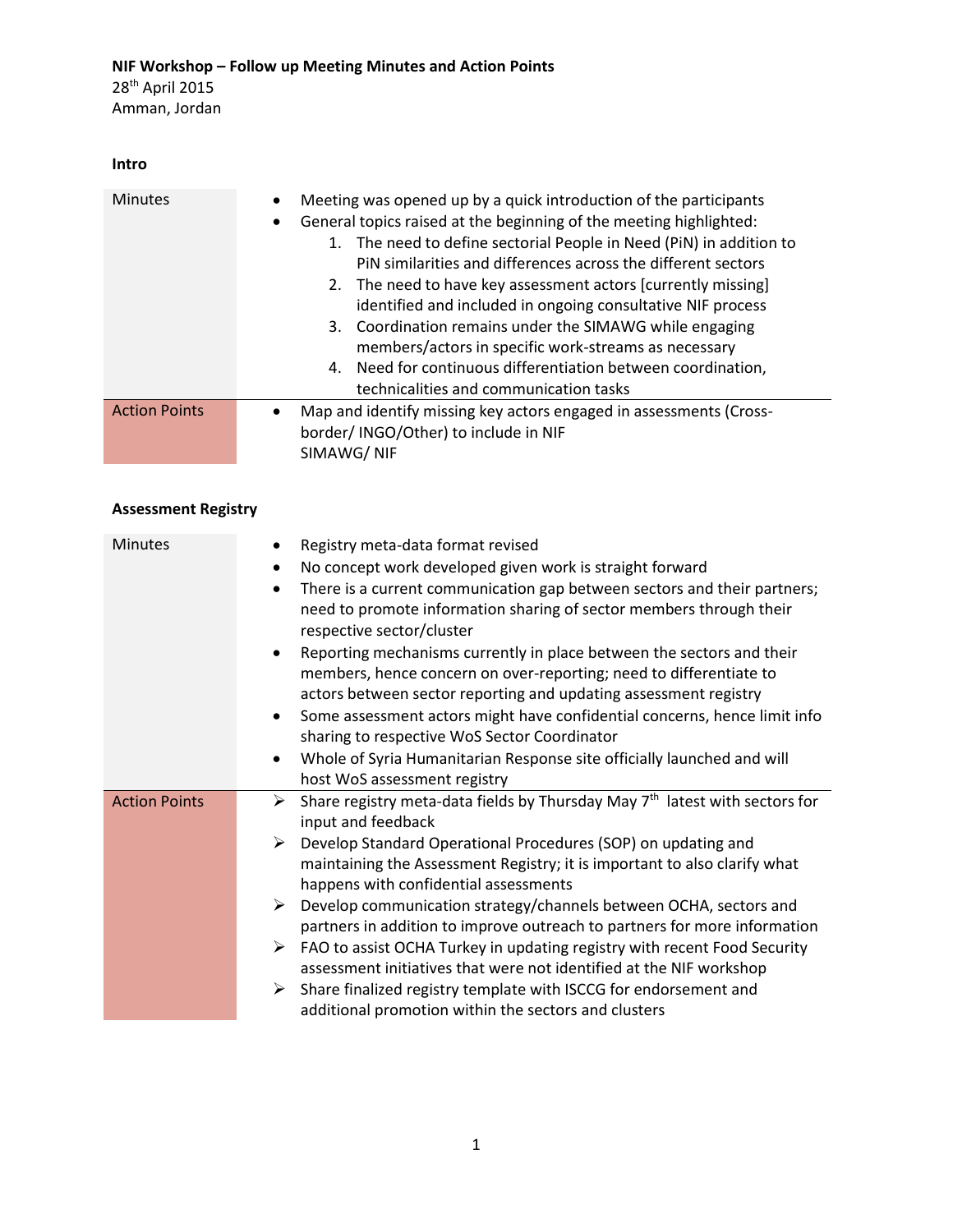**NIF Workshop – Follow up Meeting Minutes and Action Points**

28th April 2015

Amman, Jordan

**Intro**

| | |
|---|---|
| Minutes | • Meeting was opened up by a quick introduction of the participants<br>• General topics raised at the beginning of the meeting highlighted:<br>1. The need to define sectorial People in Need (PiN) in addition to PiN similarities and differences across the different sectors<br>2. The need to have key assessment actors [currently missing] identified and included in ongoing consultative NIF process<br>3. Coordination remains under the SIMAWG while engaging members/actors in specific work-streams as necessary<br>4. Need for continuous differentiation between coordination, technicalities and communication tasks |
| Action Points | • Map and identify missing key actors engaged in assessments (Cross-border/ INGO/Other) to include in NIF<br>SIMAWG/ NIF |

**Assessment Registry**

| | |
|---|---|
| Minutes | • Registry meta-data format revised<br>• No concept work developed given work is straight forward<br>• There is a current communication gap between sectors and their partners; need to promote information sharing of sector members through their respective sector/cluster<br>• Reporting mechanisms currently in place between the sectors and their members, hence concern on over-reporting; need to differentiate to actors between sector reporting and updating assessment registry<br>• Some assessment actors might have confidential concerns, hence limit info sharing to respective WoS Sector Coordinator<br>• Whole of Syria Humanitarian Response site officially launched and will host WoS assessment registry |
| Action Points | ➢ Share registry meta-data fields by Thursday May 7th latest with sectors for input and feedback<br>➢ Develop Standard Operational Procedures (SOP) on updating and maintaining the Assessment Registry; it is important to also clarify what happens with confidential assessments<br>➢ Develop communication strategy/channels between OCHA, sectors and partners in addition to improve outreach to partners for more information<br>➢ FAO to assist OCHA Turkey in updating registry with recent Food Security assessment initiatives that were not identified at the NIF workshop<br>➢ Share finalized registry template with ISCCG for endorsement and additional promotion within the sectors and clusters |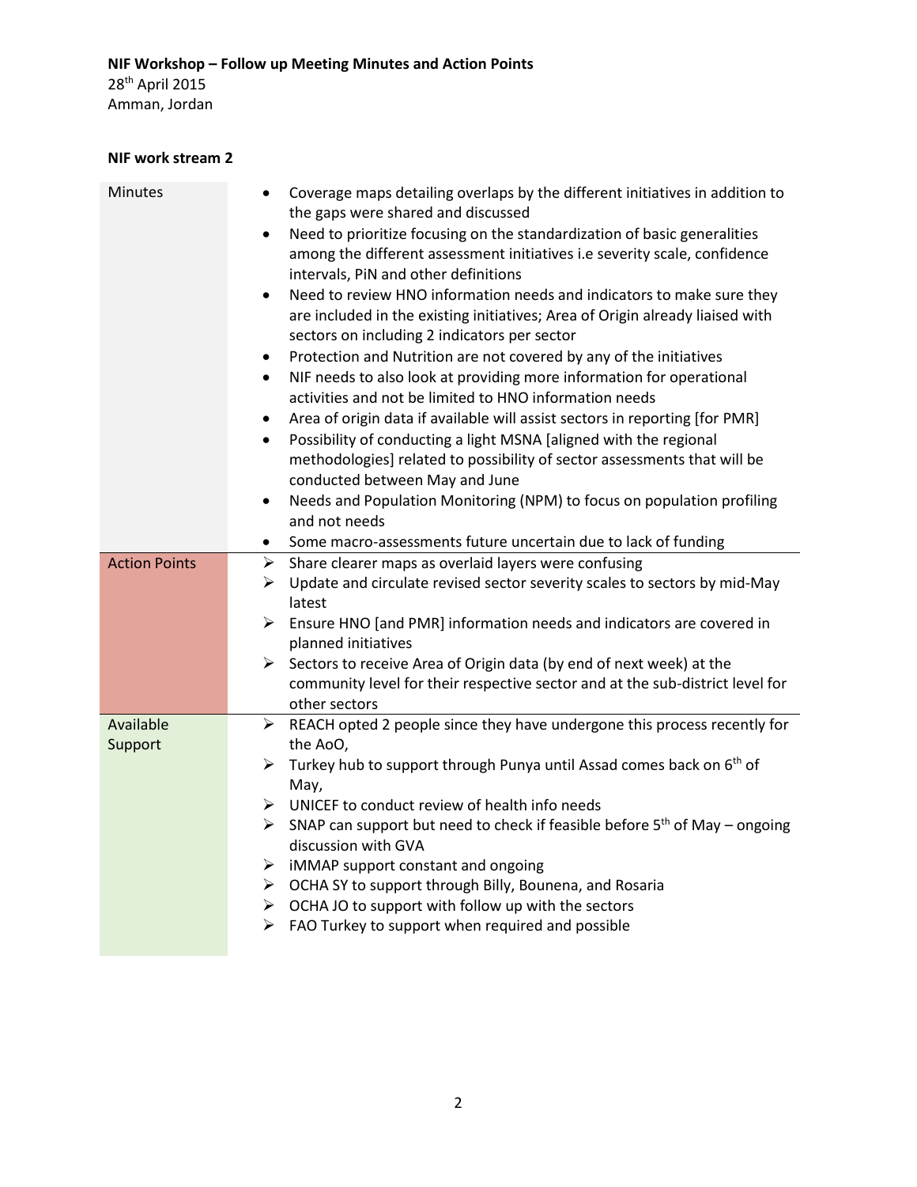**NIF Workshop – Follow up Meeting Minutes and Action Points**
28th April 2015
Amman, Jordan

**NIF work stream 2**

| | |
|---|---|
| Minutes | • Coverage maps detailing overlaps by the different initiatives in addition to the gaps were shared and discussed<br>• Need to prioritize focusing on the standardization of basic generalities among the different assessment initiatives i.e severity scale, confidence intervals, PiN and other definitions<br>• Need to review HNO information needs and indicators to make sure they are included in the existing initiatives; Area of Origin already liaised with sectors on including 2 indicators per sector<br>• Protection and Nutrition are not covered by any of the initiatives<br>• NIF needs to also look at providing more information for operational activities and not be limited to HNO information needs<br>• Area of origin data if available will assist sectors in reporting [for PMR]<br>• Possibility of conducting a light MSNA [aligned with the regional methodologies] related to possibility of sector assessments that will be conducted between May and June<br>• Needs and Population Monitoring (NPM) to focus on population profiling and not needs<br>• Some macro-assessments future uncertain due to lack of funding |
| Action Points | ➢ Share clearer maps as overlaid layers were confusing<br>➢ Update and circulate revised sector severity scales to sectors by mid-May latest<br>➢ Ensure HNO [and PMR] information needs and indicators are covered in planned initiatives<br>➢ Sectors to receive Area of Origin data (by end of next week) at the community level for their respective sector and at the sub-district level for other sectors |
| Available Support | ➢ REACH opted 2 people since they have undergone this process recently for the AoO,<br>➢ Turkey hub to support through Punya until Assad comes back on 6th of May,<br>➢ UNICEF to conduct review of health info needs<br>➢ SNAP can support but need to check if feasible before 5th of May – ongoing discussion with GVA<br>➢ iMMAP support constant and ongoing<br>➢ OCHA SY to support through Billy, Bounena, and Rosaria<br>➢ OCHA JO to support with follow up with the sectors<br>➢ FAO Turkey to support when required and possible |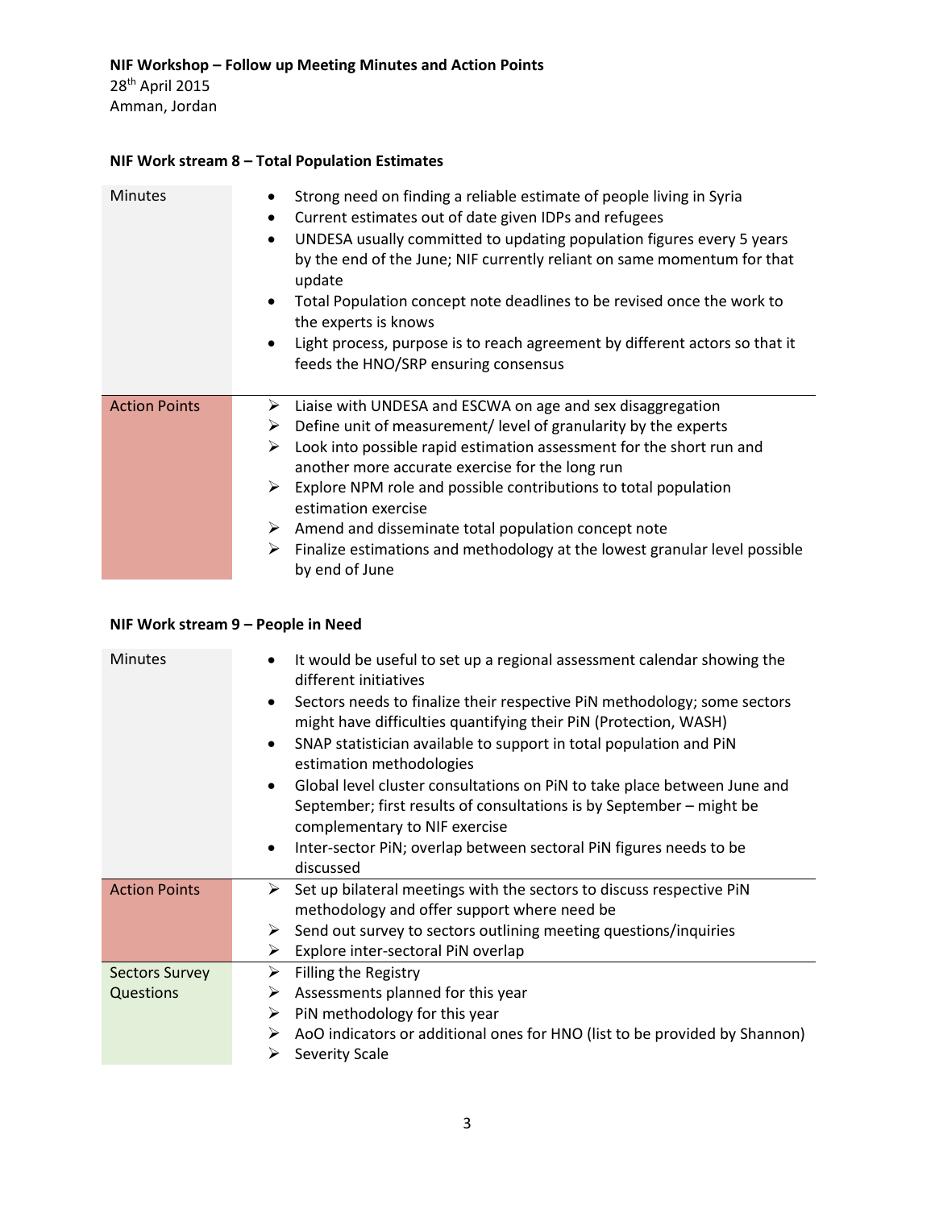**NIF Workshop – Follow up Meeting Minutes and Action Points**
28th April 2015
Amman, Jordan

### NIF Work stream 8 – Total Population Estimates

| | |
|---|---|
| Minutes | • Strong need on finding a reliable estimate of people living in Syria<br>• Current estimates out of date given IDPs and refugees<br>• UNDESA usually committed to updating population figures every 5 years by the end of the June; NIF currently reliant on same momentum for that update<br>• Total Population concept note deadlines to be revised once the work to the experts is knows<br>• Light process, purpose is to reach agreement by different actors so that it feeds the HNO/SRP ensuring consensus |
| Action Points | ➢ Liaise with UNDESA and ESCWA on age and sex disaggregation<br>➢ Define unit of measurement/ level of granularity by the experts<br>➢ Look into possible rapid estimation assessment for the short run and another more accurate exercise for the long run<br>➢ Explore NPM role and possible contributions to total population estimation exercise<br>➢ Amend and disseminate total population concept note<br>➢ Finalize estimations and methodology at the lowest granular level possible by end of June |

### NIF Work stream 9 – People in Need

| | |
|---|---|
| Minutes | • It would be useful to set up a regional assessment calendar showing the different initiatives<br>• Sectors needs to finalize their respective PiN methodology; some sectors might have difficulties quantifying their PiN (Protection, WASH)<br>• SNAP statistician available to support in total population and PiN estimation methodologies<br>• Global level cluster consultations on PiN to take place between June and September; first results of consultations is by September – might be complementary to NIF exercise<br>• Inter-sector PiN; overlap between sectoral PiN figures needs to be discussed |
| Action Points | ➢ Set up bilateral meetings with the sectors to discuss respective PiN methodology and offer support where need be<br>➢ Send out survey to sectors outlining meeting questions/inquiries<br>➢ Explore inter-sectoral PiN overlap |
| Sectors Survey Questions | ➢ Filling the Registry<br>➢ Assessments planned for this year<br>➢ PiN methodology for this year<br>➢ AoO indicators or additional ones for HNO (list to be provided by Shannon)<br>➢ Severity Scale |